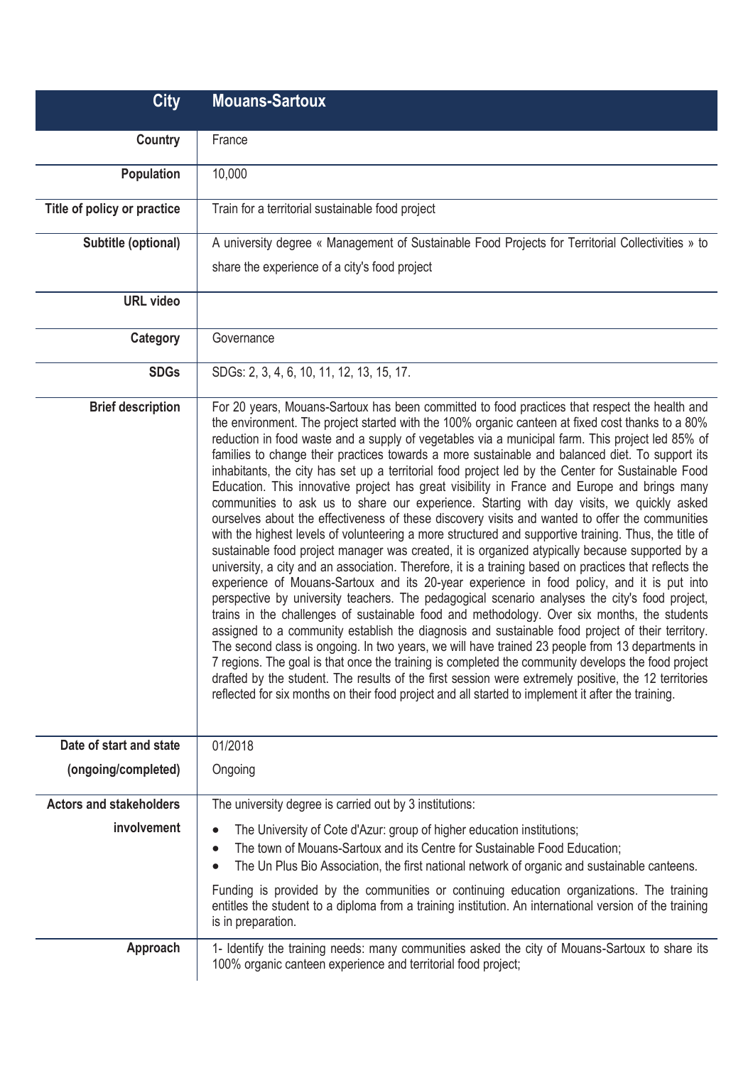| City | Mouans-Sartoux |
| --- | --- |
| Country | France |
| Population | 10,000 |
| Title of policy or practice | Train for a territorial sustainable food project |
| Subtitle (optional) | A university degree « Management of Sustainable Food Projects for Territorial Collectivities » to share the experience of a city's food project |
| URL video | |
| Category | Governance |
| SDGs | SDGs: 2, 3, 4, 6, 10, 11, 12, 13, 15, 17. |
| Brief description | For 20 years, Mouans-Sartoux has been committed to food practices that respect the health and the environment. The project started with the 100% organic canteen at fixed cost thanks to a 80% reduction in food waste and a supply of vegetables via a municipal farm. This project led 85% of families to change their practices towards a more sustainable and balanced diet. To support its inhabitants, the city has set up a territorial food project led by the Center for Sustainable Food Education. This innovative project has great visibility in France and Europe and brings many communities to ask us to share our experience. Starting with day visits, we quickly asked ourselves about the effectiveness of these discovery visits and wanted to offer the communities with the highest levels of volunteering a more structured and supportive training. Thus, the title of sustainable food project manager was created, it is organized atypically because supported by a university, a city and an association. Therefore, it is a training based on practices that reflects the experience of Mouans-Sartoux and its 20-year experience in food policy, and it is put into perspective by university teachers. The pedagogical scenario analyses the city's food project, trains in the challenges of sustainable food and methodology. Over six months, the students assigned to a community establish the diagnosis and sustainable food project of their territory. The second class is ongoing. In two years, we will have trained 23 people from 13 departments in 7 regions. The goal is that once the training is completed the community develops the food project drafted by the student. The results of the first session were extremely positive, the 12 territories reflected for six months on their food project and all started to implement it after the training. |
| Date of start and state (ongoing/completed) | 01/2018<br>Ongoing |
| Actors and stakeholders involvement | The university degree is carried out by 3 institutions:<br>• The University of Cote d'Azur: group of higher education institutions;<br>• The town of Mouans-Sartoux and its Centre for Sustainable Food Education;<br>• The Un Plus Bio Association, the first national network of organic and sustainable canteens.<br>Funding is provided by the communities or continuing education organizations. The training entitles the student to a diploma from a training institution. An international version of the training is in preparation. |
| Approach | 1- Identify the training needs: many communities asked the city of Mouans-Sartoux to share its 100% organic canteen experience and territorial food project; |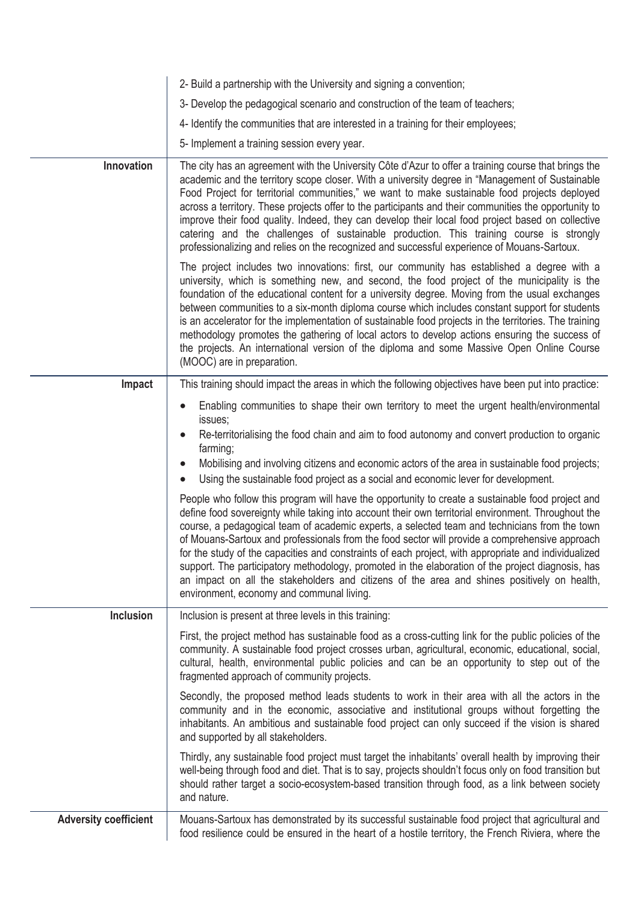| | |
|---|---|
| | 2- Build a partnership with the University and signing a convention;<br><br>3- Develop the pedagogical scenario and construction of the team of teachers;<br><br>4- Identify the communities that are interested in a training for their employees;<br><br>5- Implement a training session every year. |
| **Innovation** | The city has an agreement with the University Côte d'Azur to offer a training course that brings the academic and the territory scope closer. With a university degree in "Management of Sustainable Food Project for territorial communities," we want to make sustainable food projects deployed across a territory. These projects offer to the participants and their communities the opportunity to improve their food quality. Indeed, they can develop their local food project based on collective catering and the challenges of sustainable production. This training course is strongly professionalizing and relies on the recognized and successful experience of Mouans-Sartoux.<br><br>The project includes two innovations: first, our community has established a degree with a university, which is something new, and second, the food project of the municipality is the foundation of the educational content for a university degree. Moving from the usual exchanges between communities to a six-month diploma course which includes constant support for students is an accelerator for the implementation of sustainable food projects in the territories. The training methodology promotes the gathering of local actors to develop actions ensuring the success of the projects. An international version of the diploma and some Massive Open Online Course (MOOC) are in preparation. |
| **Impact** | This training should impact the areas in which the following objectives have been put into practice:<br><br>• Enabling communities to shape their own territory to meet the urgent health/environmental issues;<br>• Re-territorialising the food chain and aim to food autonomy and convert production to organic farming;<br>• Mobilising and involving citizens and economic actors of the area in sustainable food projects;<br>• Using the sustainable food project as a social and economic lever for development.<br><br>People who follow this program will have the opportunity to create a sustainable food project and define food sovereignty while taking into account their own territorial environment. Throughout the course, a pedagogical team of academic experts, a selected team and technicians from the town of Mouans-Sartoux and professionals from the food sector will provide a comprehensive approach for the study of the capacities and constraints of each project, with appropriate and individualized support. The participatory methodology, promoted in the elaboration of the project diagnosis, has an impact on all the stakeholders and citizens of the area and shines positively on health, environment, economy and communal living. |
| **Inclusion** | Inclusion is present at three levels in this training:<br><br>First, the project method has sustainable food as a cross-cutting link for the public policies of the community. A sustainable food project crosses urban, agricultural, economic, educational, social, cultural, health, environmental public policies and can be an opportunity to step out of the fragmented approach of community projects.<br><br>Secondly, the proposed method leads students to work in their area with all the actors in the community and in the economic, associative and institutional groups without forgetting the inhabitants. An ambitious and sustainable food project can only succeed if the vision is shared and supported by all stakeholders.<br><br>Thirdly, any sustainable food project must target the inhabitants' overall health by improving their well-being through food and diet. That is to say, projects shouldn't focus only on food transition but should rather target a socio-ecosystem-based transition through food, as a link between society and nature. |
| **Adversity coefficient** | Mouans-Sartoux has demonstrated by its successful sustainable food project that agricultural and food resilience could be ensured in the heart of a hostile territory, the French Riviera, where the |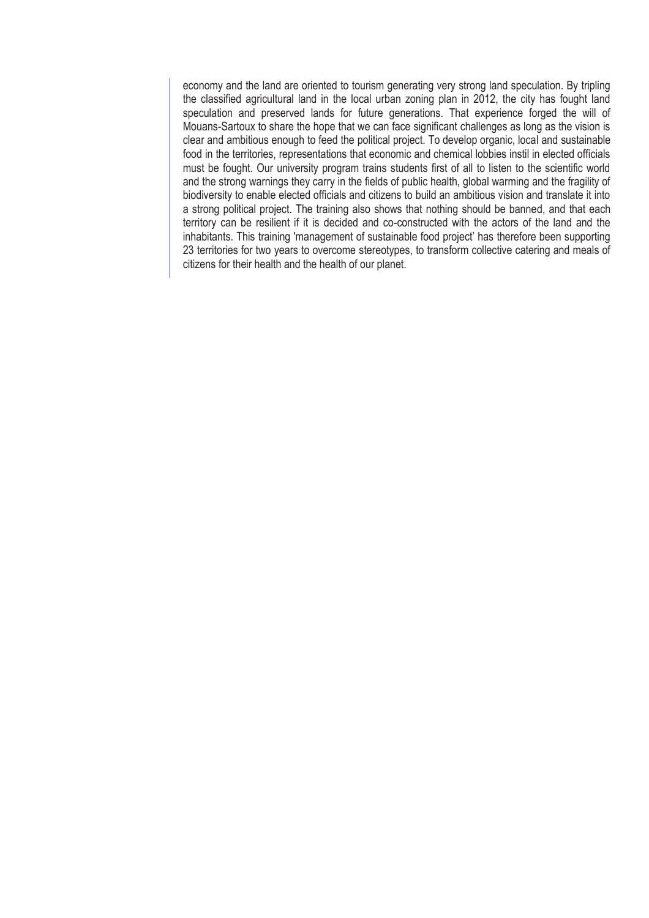economy and the land are oriented to tourism generating very strong land speculation. By tripling the classified agricultural land in the local urban zoning plan in 2012, the city has fought land speculation and preserved lands for future generations. That experience forged the will of Mouans-Sartoux to share the hope that we can face significant challenges as long as the vision is clear and ambitious enough to feed the political project. To develop organic, local and sustainable food in the territories, representations that economic and chemical lobbies instil in elected officials must be fought. Our university program trains students first of all to listen to the scientific world and the strong warnings they carry in the fields of public health, global warming and the fragility of biodiversity to enable elected officials and citizens to build an ambitious vision and translate it into a strong political project. The training also shows that nothing should be banned, and that each territory can be resilient if it is decided and co-constructed with the actors of the land and the inhabitants. This training 'management of sustainable food project' has therefore been supporting 23 territories for two years to overcome stereotypes, to transform collective catering and meals of citizens for their health and the health of our planet.